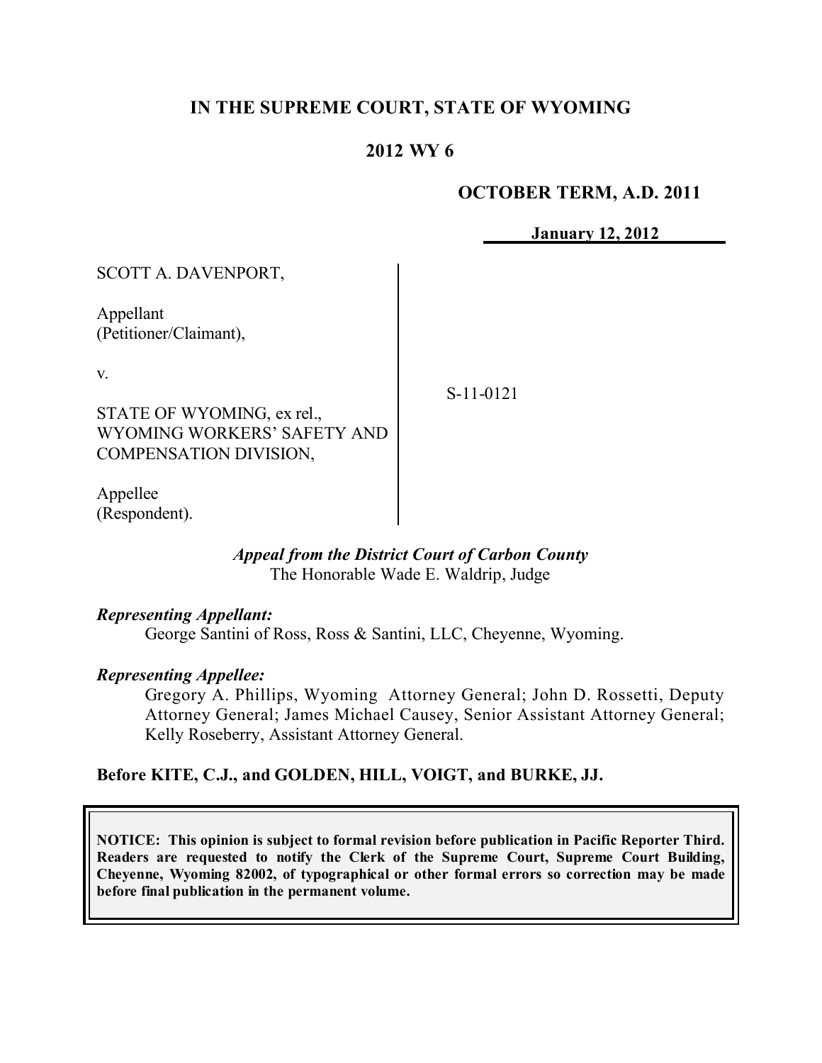# IN THE SUPREME COURT, STATE OF WYOMING

## 2012 WY 6

**OCTOBER TERM, A.D. 2011**

**January 12, 2012**

SCOTT A. DAVENPORT,

Appellant
(Petitioner/Claimant),

v.

STATE OF WYOMING, ex rel., WYOMING WORKERS' SAFETY AND COMPENSATION DIVISION,

Appellee
(Respondent).

S-11-0121

*Appeal from the District Court of Carbon County*
The Honorable Wade E. Waldrip, Judge

***Representing Appellant:***
George Santini of Ross, Ross & Santini, LLC, Cheyenne, Wyoming.

***Representing Appellee:***
Gregory A. Phillips, Wyoming Attorney General; John D. Rossetti, Deputy Attorney General; James Michael Causey, Senior Assistant Attorney General; Kelly Roseberry, Assistant Attorney General.

**Before KITE, C.J., and GOLDEN, HILL, VOIGT, and BURKE, JJ.**

**NOTICE: This opinion is subject to formal revision before publication in Pacific Reporter Third. Readers are requested to notify the Clerk of the Supreme Court, Supreme Court Building, Cheyenne, Wyoming 82002, of typographical or other formal errors so correction may be made before final publication in the permanent volume.**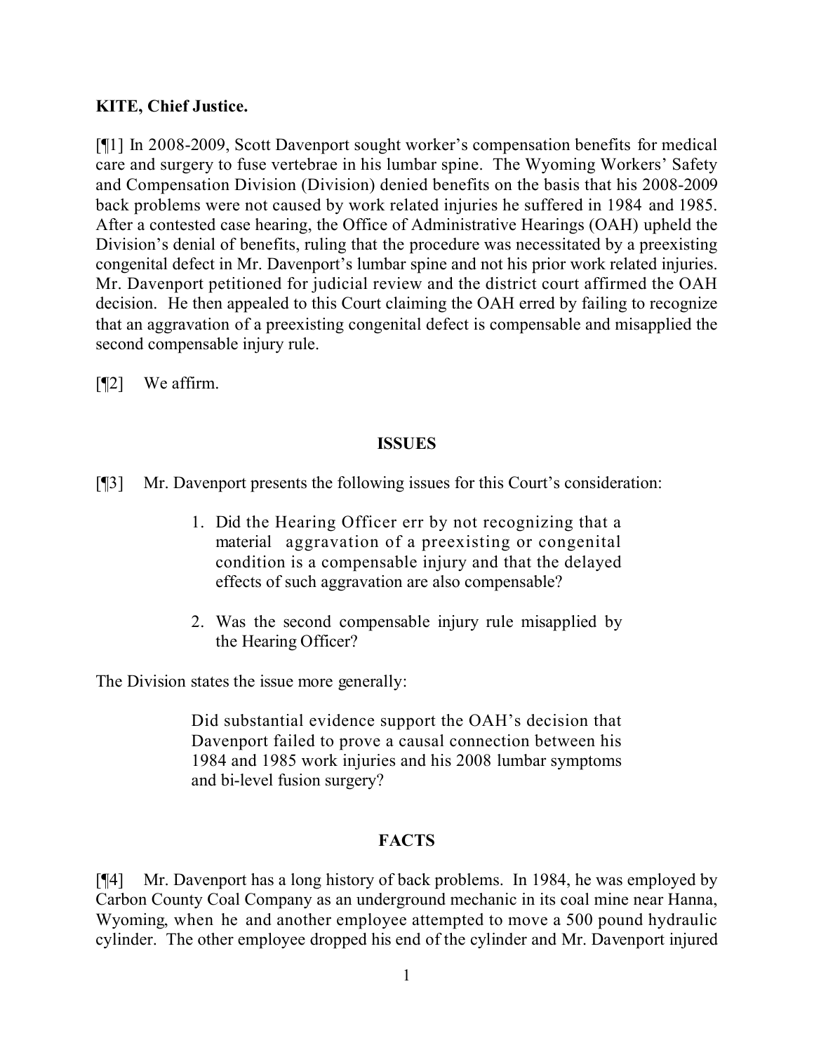**KITE, Chief Justice.**

[¶1] In 2008-2009, Scott Davenport sought worker's compensation benefits for medical care and surgery to fuse vertebrae in his lumbar spine. The Wyoming Workers' Safety and Compensation Division (Division) denied benefits on the basis that his 2008-2009 back problems were not caused by work related injuries he suffered in 1984 and 1985. After a contested case hearing, the Office of Administrative Hearings (OAH) upheld the Division's denial of benefits, ruling that the procedure was necessitated by a preexisting congenital defect in Mr. Davenport's lumbar spine and not his prior work related injuries. Mr. Davenport petitioned for judicial review and the district court affirmed the OAH decision. He then appealed to this Court claiming the OAH erred by failing to recognize that an aggravation of a preexisting congenital defect is compensable and misapplied the second compensable injury rule.

[¶2] We affirm.

**ISSUES**

[¶3] Mr. Davenport presents the following issues for this Court's consideration:

> 1. Did the Hearing Officer err by not recognizing that a material aggravation of a preexisting or congenital condition is a compensable injury and that the delayed effects of such aggravation are also compensable?
> 2. Was the second compensable injury rule misapplied by the Hearing Officer?

The Division states the issue more generally:

> Did substantial evidence support the OAH's decision that Davenport failed to prove a causal connection between his 1984 and 1985 work injuries and his 2008 lumbar symptoms and bi-level fusion surgery?

**FACTS**

[¶4] Mr. Davenport has a long history of back problems. In 1984, he was employed by Carbon County Coal Company as an underground mechanic in its coal mine near Hanna, Wyoming, when he and another employee attempted to move a 500 pound hydraulic cylinder. The other employee dropped his end of the cylinder and Mr. Davenport injured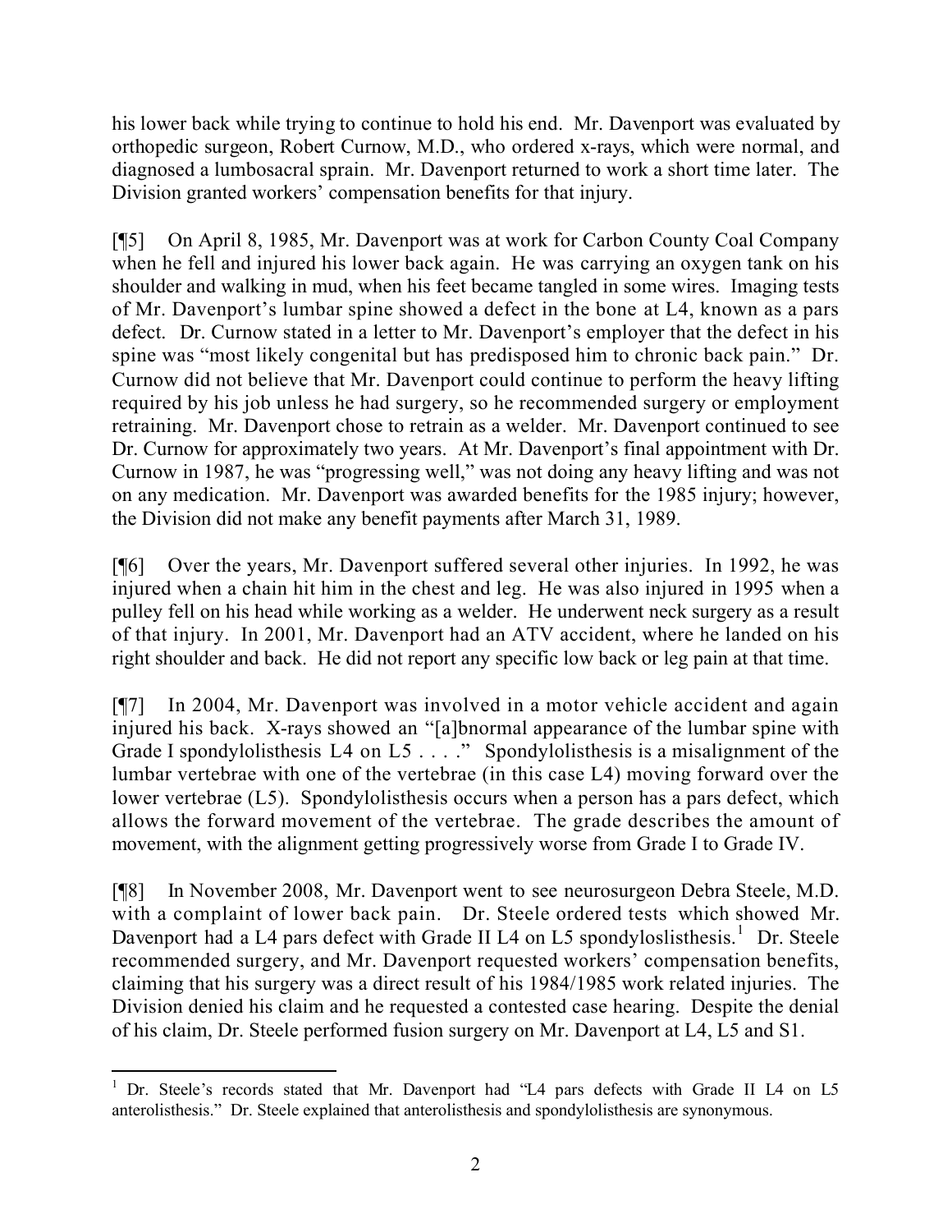his lower back while trying to continue to hold his end. Mr. Davenport was evaluated by orthopedic surgeon, Robert Curnow, M.D., who ordered x-rays, which were normal, and diagnosed a lumbosacral sprain. Mr. Davenport returned to work a short time later. The Division granted workers' compensation benefits for that injury.

[¶5] On April 8, 1985, Mr. Davenport was at work for Carbon County Coal Company when he fell and injured his lower back again. He was carrying an oxygen tank on his shoulder and walking in mud, when his feet became tangled in some wires. Imaging tests of Mr. Davenport's lumbar spine showed a defect in the bone at L4, known as a pars defect. Dr. Curnow stated in a letter to Mr. Davenport's employer that the defect in his spine was "most likely congenital but has predisposed him to chronic back pain." Dr. Curnow did not believe that Mr. Davenport could continue to perform the heavy lifting required by his job unless he had surgery, so he recommended surgery or employment retraining. Mr. Davenport chose to retrain as a welder. Mr. Davenport continued to see Dr. Curnow for approximately two years. At Mr. Davenport's final appointment with Dr. Curnow in 1987, he was "progressing well," was not doing any heavy lifting and was not on any medication. Mr. Davenport was awarded benefits for the 1985 injury; however, the Division did not make any benefit payments after March 31, 1989.

[¶6] Over the years, Mr. Davenport suffered several other injuries. In 1992, he was injured when a chain hit him in the chest and leg. He was also injured in 1995 when a pulley fell on his head while working as a welder. He underwent neck surgery as a result of that injury. In 2001, Mr. Davenport had an ATV accident, where he landed on his right shoulder and back. He did not report any specific low back or leg pain at that time.

[¶7] In 2004, Mr. Davenport was involved in a motor vehicle accident and again injured his back. X-rays showed an "[a]bnormal appearance of the lumbar spine with Grade I spondylolisthesis L4 on L5 . . . ." Spondylolisthesis is a misalignment of the lumbar vertebrae with one of the vertebrae (in this case L4) moving forward over the lower vertebrae (L5). Spondylolisthesis occurs when a person has a pars defect, which allows the forward movement of the vertebrae. The grade describes the amount of movement, with the alignment getting progressively worse from Grade I to Grade IV.

[¶8] In November 2008, Mr. Davenport went to see neurosurgeon Debra Steele, M.D. with a complaint of lower back pain. Dr. Steele ordered tests which showed Mr. Davenport had a L4 pars defect with Grade II L4 on L5 spondyloslisthesis.[1] Dr. Steele recommended surgery, and Mr. Davenport requested workers' compensation benefits, claiming that his surgery was a direct result of his 1984/1985 work related injuries. The Division denied his claim and he requested a contested case hearing. Despite the denial of his claim, Dr. Steele performed fusion surgery on Mr. Davenport at L4, L5 and S1.

---

[1] Dr. Steele's records stated that Mr. Davenport had "L4 pars defects with Grade II L4 on L5 anterolisthesis." Dr. Steele explained that anterolisthesis and spondylolisthesis are synonymous.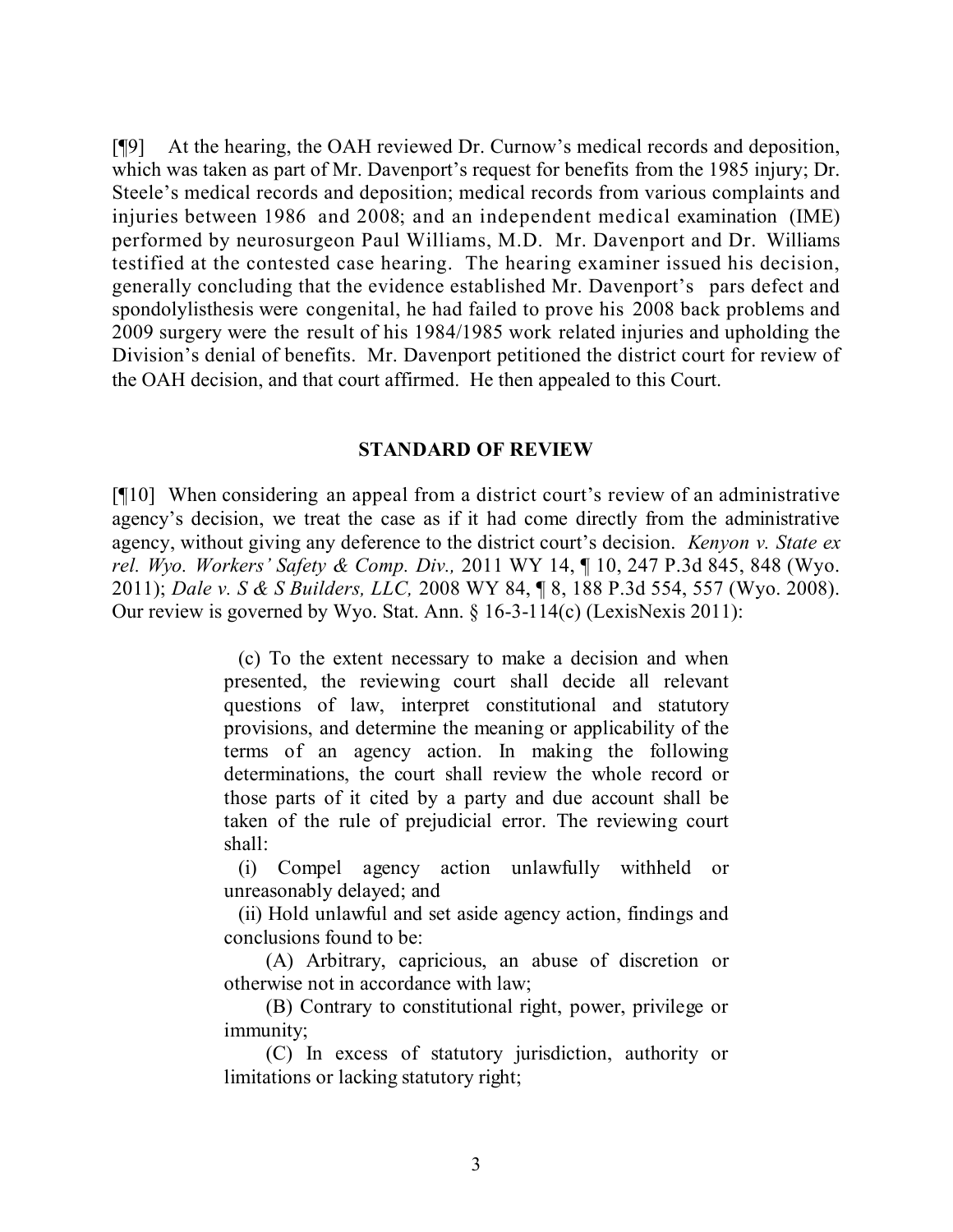[¶9] At the hearing, the OAH reviewed Dr. Curnow's medical records and deposition, which was taken as part of Mr. Davenport's request for benefits from the 1985 injury; Dr. Steele's medical records and deposition; medical records from various complaints and injuries between 1986 and 2008; and an independent medical examination (IME) performed by neurosurgeon Paul Williams, M.D. Mr. Davenport and Dr. Williams testified at the contested case hearing. The hearing examiner issued his decision, generally concluding that the evidence established Mr. Davenport's pars defect and spondolylisthesis were congenital, he had failed to prove his 2008 back problems and 2009 surgery were the result of his 1984/1985 work related injuries and upholding the Division's denial of benefits. Mr. Davenport petitioned the district court for review of the OAH decision, and that court affirmed. He then appealed to this Court.

## STANDARD OF REVIEW

[¶10] When considering an appeal from a district court's review of an administrative agency's decision, we treat the case as if it had come directly from the administrative agency, without giving any deference to the district court's decision. *Kenyon v. State ex rel. Wyo. Workers' Safety & Comp. Div.,* 2011 WY 14, ¶ 10, 247 P.3d 845, 848 (Wyo. 2011); *Dale v. S & S Builders, LLC,* 2008 WY 84, ¶ 8, 188 P.3d 554, 557 (Wyo. 2008). Our review is governed by Wyo. Stat. Ann. § 16-3-114(c) (LexisNexis 2011):

> (c) To the extent necessary to make a decision and when presented, the reviewing court shall decide all relevant questions of law, interpret constitutional and statutory provisions, and determine the meaning or applicability of the terms of an agency action. In making the following determinations, the court shall review the whole record or those parts of it cited by a party and due account shall be taken of the rule of prejudicial error. The reviewing court shall:
>
> (i) Compel agency action unlawfully withheld or unreasonably delayed; and
>
> (ii) Hold unlawful and set aside agency action, findings and conclusions found to be:
>
> (A) Arbitrary, capricious, an abuse of discretion or otherwise not in accordance with law;
>
> (B) Contrary to constitutional right, power, privilege or immunity;
>
> (C) In excess of statutory jurisdiction, authority or limitations or lacking statutory right;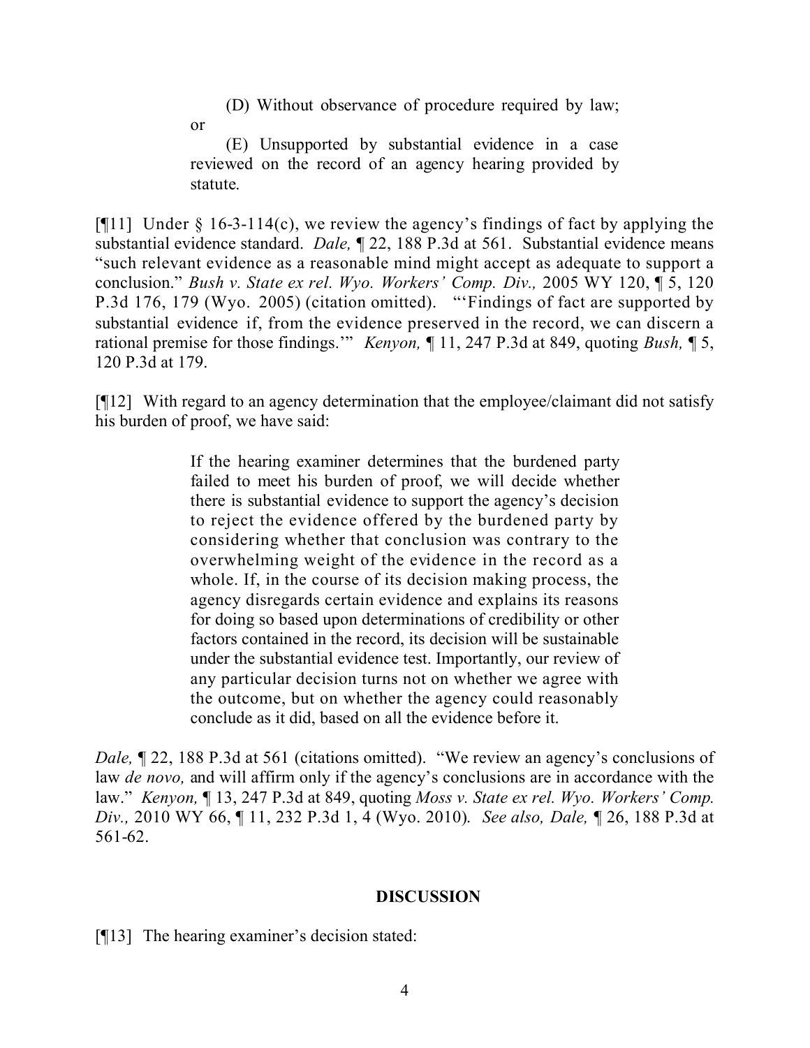(D) Without observance of procedure required by law; or

(E) Unsupported by substantial evidence in a case reviewed on the record of an agency hearing provided by statute.

[¶11] Under § 16-3-114(c), we review the agency's findings of fact by applying the substantial evidence standard. *Dale,* ¶ 22, 188 P.3d at 561. Substantial evidence means "such relevant evidence as a reasonable mind might accept as adequate to support a conclusion." *Bush v. State ex rel. Wyo. Workers' Comp. Div.,* 2005 WY 120, ¶ 5, 120 P.3d 176, 179 (Wyo. 2005) (citation omitted). "'Findings of fact are supported by substantial evidence if, from the evidence preserved in the record, we can discern a rational premise for those findings.'" *Kenyon,* ¶ 11, 247 P.3d at 849, quoting *Bush,* ¶ 5, 120 P.3d at 179.

[¶12] With regard to an agency determination that the employee/claimant did not satisfy his burden of proof, we have said:

> If the hearing examiner determines that the burdened party failed to meet his burden of proof, we will decide whether there is substantial evidence to support the agency's decision to reject the evidence offered by the burdened party by considering whether that conclusion was contrary to the overwhelming weight of the evidence in the record as a whole. If, in the course of its decision making process, the agency disregards certain evidence and explains its reasons for doing so based upon determinations of credibility or other factors contained in the record, its decision will be sustainable under the substantial evidence test. Importantly, our review of any particular decision turns not on whether we agree with the outcome, but on whether the agency could reasonably conclude as it did, based on all the evidence before it.

*Dale,* ¶ 22, 188 P.3d at 561 (citations omitted). "We review an agency's conclusions of law *de novo,* and will affirm only if the agency's conclusions are in accordance with the law." *Kenyon,* ¶ 13, 247 P.3d at 849, quoting *Moss v. State ex rel. Wyo. Workers' Comp. Div.,* 2010 WY 66, ¶ 11, 232 P.3d 1, 4 (Wyo. 2010). *See also, Dale,* ¶ 26, 188 P.3d at 561-62.

## DISCUSSION

[¶13] The hearing examiner's decision stated: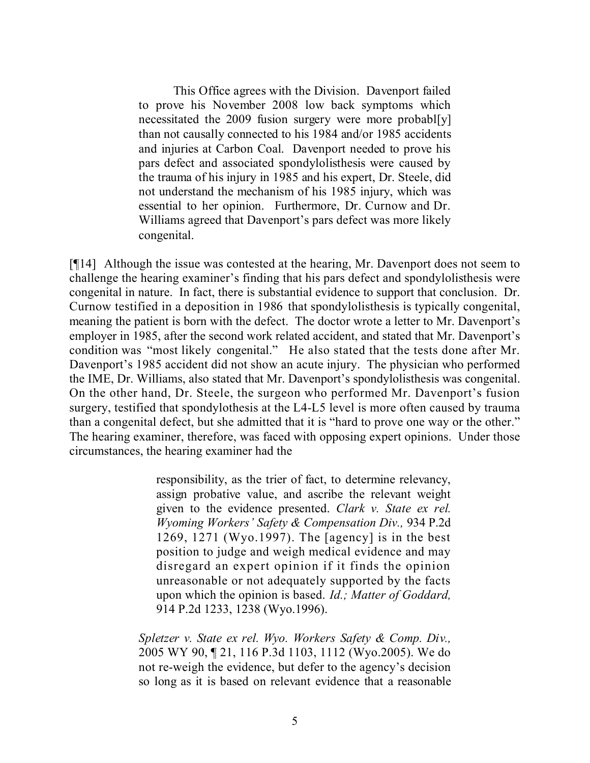> This Office agrees with the Division. Davenport failed to prove his November 2008 low back symptoms which necessitated the 2009 fusion surgery were more probabl[y] than not causally connected to his 1984 and/or 1985 accidents and injuries at Carbon Coal. Davenport needed to prove his pars defect and associated spondylolisthesis were caused by the trauma of his injury in 1985 and his expert, Dr. Steele, did not understand the mechanism of his 1985 injury, which was essential to her opinion. Furthermore, Dr. Curnow and Dr. Williams agreed that Davenport's pars defect was more likely congenital.

[¶14] Although the issue was contested at the hearing, Mr. Davenport does not seem to challenge the hearing examiner's finding that his pars defect and spondylolisthesis were congenital in nature. In fact, there is substantial evidence to support that conclusion. Dr. Curnow testified in a deposition in 1986 that spondylolisthesis is typically congenital, meaning the patient is born with the defect. The doctor wrote a letter to Mr. Davenport's employer in 1985, after the second work related accident, and stated that Mr. Davenport's condition was "most likely congenital." He also stated that the tests done after Mr. Davenport's 1985 accident did not show an acute injury. The physician who performed the IME, Dr. Williams, also stated that Mr. Davenport's spondylolisthesis was congenital. On the other hand, Dr. Steele, the surgeon who performed Mr. Davenport's fusion surgery, testified that spondylothesis at the L4-L5 level is more often caused by trauma than a congenital defect, but she admitted that it is "hard to prove one way or the other." The hearing examiner, therefore, was faced with opposing expert opinions. Under those circumstances, the hearing examiner had the

> responsibility, as the trier of fact, to determine relevancy, assign probative value, and ascribe the relevant weight given to the evidence presented. *Clark v. State ex rel. Wyoming Workers' Safety & Compensation Div.,* 934 P.2d 1269, 1271 (Wyo.1997). The [agency] is in the best position to judge and weigh medical evidence and may disregard an expert opinion if it finds the opinion unreasonable or not adequately supported by the facts upon which the opinion is based. *Id.; Matter of Goddard,* 914 P.2d 1233, 1238 (Wyo.1996).
>
> *Spletzer v. State ex rel. Wyo. Workers Safety & Comp. Div.,* 2005 WY 90, ¶ 21, 116 P.3d 1103, 1112 (Wyo.2005). We do not re-weigh the evidence, but defer to the agency's decision so long as it is based on relevant evidence that a reasonable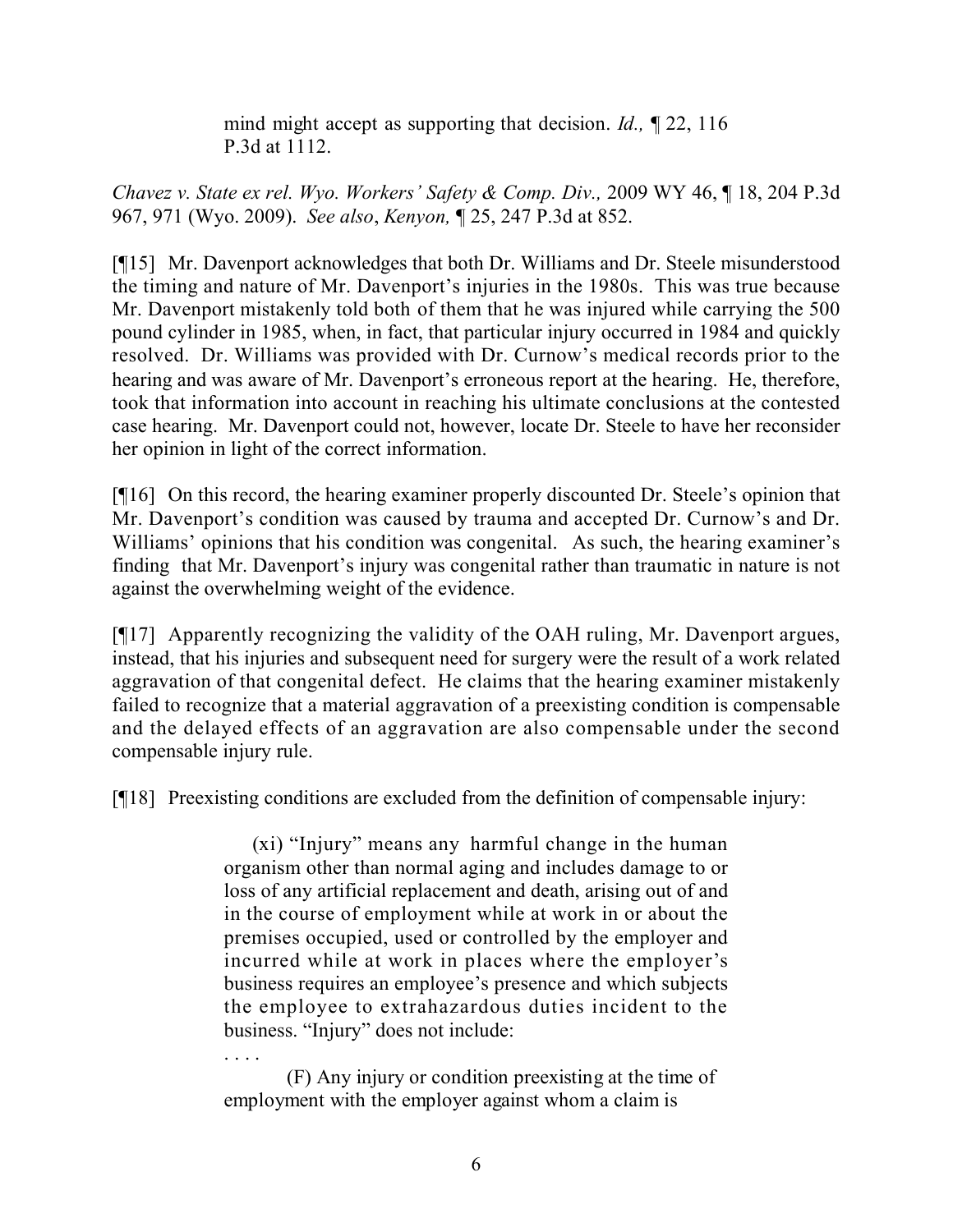> mind might accept as supporting that decision. *Id.,* ¶ 22, 116 P.3d at 1112.

*Chavez v. State ex rel. Wyo. Workers' Safety & Comp. Div.,* 2009 WY 46, ¶ 18, 204 P.3d 967, 971 (Wyo. 2009). *See also*, *Kenyon,* ¶ 25, 247 P.3d at 852.

[¶15] Mr. Davenport acknowledges that both Dr. Williams and Dr. Steele misunderstood the timing and nature of Mr. Davenport's injuries in the 1980s. This was true because Mr. Davenport mistakenly told both of them that he was injured while carrying the 500 pound cylinder in 1985, when, in fact, that particular injury occurred in 1984 and quickly resolved. Dr. Williams was provided with Dr. Curnow's medical records prior to the hearing and was aware of Mr. Davenport's erroneous report at the hearing. He, therefore, took that information into account in reaching his ultimate conclusions at the contested case hearing. Mr. Davenport could not, however, locate Dr. Steele to have her reconsider her opinion in light of the correct information.

[¶16] On this record, the hearing examiner properly discounted Dr. Steele's opinion that Mr. Davenport's condition was caused by trauma and accepted Dr. Curnow's and Dr. Williams' opinions that his condition was congenital. As such, the hearing examiner's finding that Mr. Davenport's injury was congenital rather than traumatic in nature is not against the overwhelming weight of the evidence.

[¶17] Apparently recognizing the validity of the OAH ruling, Mr. Davenport argues, instead, that his injuries and subsequent need for surgery were the result of a work related aggravation of that congenital defect. He claims that the hearing examiner mistakenly failed to recognize that a material aggravation of a preexisting condition is compensable and the delayed effects of an aggravation are also compensable under the second compensable injury rule.

[¶18] Preexisting conditions are excluded from the definition of compensable injury:

> (xi) "Injury" means any harmful change in the human organism other than normal aging and includes damage to or loss of any artificial replacement and death, arising out of and in the course of employment while at work in or about the premises occupied, used or controlled by the employer and incurred while at work in places where the employer's business requires an employee's presence and which subjects the employee to extrahazardous duties incident to the business. "Injury" does not include:
>
> . . . .
>
> (F) Any injury or condition preexisting at the time of employment with the employer against whom a claim is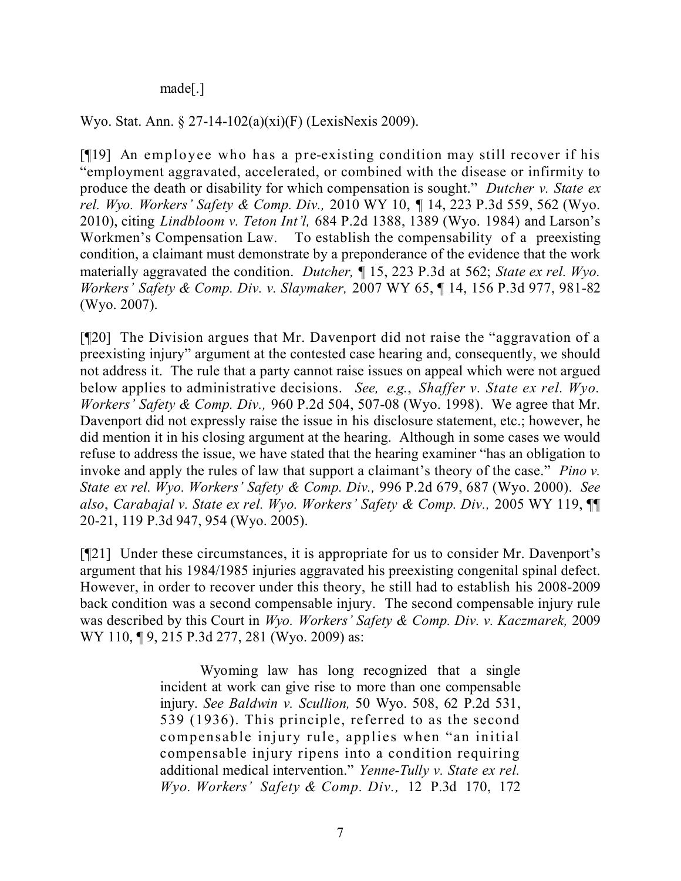made[.]

Wyo. Stat. Ann. § 27-14-102(a)(xi)(F) (LexisNexis 2009).

[¶19] An employee who has a pre-existing condition may still recover if his "employment aggravated, accelerated, or combined with the disease or infirmity to produce the death or disability for which compensation is sought." *Dutcher v. State ex rel. Wyo. Workers' Safety & Comp. Div.,* 2010 WY 10, ¶ 14, 223 P.3d 559, 562 (Wyo. 2010), citing *Lindbloom v. Teton Int'l,* 684 P.2d 1388, 1389 (Wyo. 1984) and Larson's Workmen's Compensation Law. To establish the compensability of a preexisting condition, a claimant must demonstrate by a preponderance of the evidence that the work materially aggravated the condition. *Dutcher,* ¶ 15, 223 P.3d at 562; *State ex rel. Wyo. Workers' Safety & Comp. Div. v. Slaymaker,* 2007 WY 65, ¶ 14, 156 P.3d 977, 981-82 (Wyo. 2007).

[¶20] The Division argues that Mr. Davenport did not raise the "aggravation of a preexisting injury" argument at the contested case hearing and, consequently, we should not address it. The rule that a party cannot raise issues on appeal which were not argued below applies to administrative decisions. *See, e.g., Shaffer v. State ex rel. Wyo. Workers' Safety & Comp. Div.,* 960 P.2d 504, 507-08 (Wyo. 1998). We agree that Mr. Davenport did not expressly raise the issue in his disclosure statement, etc.; however, he did mention it in his closing argument at the hearing. Although in some cases we would refuse to address the issue, we have stated that the hearing examiner "has an obligation to invoke and apply the rules of law that support a claimant's theory of the case." *Pino v. State ex rel. Wyo. Workers' Safety & Comp. Div.,* 996 P.2d 679, 687 (Wyo. 2000). *See also*, *Carabajal v. State ex rel. Wyo. Workers' Safety & Comp. Div.,* 2005 WY 119, ¶¶ 20-21, 119 P.3d 947, 954 (Wyo. 2005).

[¶21] Under these circumstances, it is appropriate for us to consider Mr. Davenport's argument that his 1984/1985 injuries aggravated his preexisting congenital spinal defect. However, in order to recover under this theory, he still had to establish his 2008-2009 back condition was a second compensable injury. The second compensable injury rule was described by this Court in *Wyo. Workers' Safety & Comp. Div. v. Kaczmarek,* 2009 WY 110, ¶ 9, 215 P.3d 277, 281 (Wyo. 2009) as:

> Wyoming law has long recognized that a single incident at work can give rise to more than one compensable injury. *See Baldwin v. Scullion,* 50 Wyo. 508, 62 P.2d 531, 539 (1936). This principle, referred to as the second compensable injury rule, applies when "an initial compensable injury ripens into a condition requiring additional medical intervention." *Yenne-Tully v. State ex rel. Wyo. Workers' Safety & Comp. Div.,* 12 P.3d 170, 172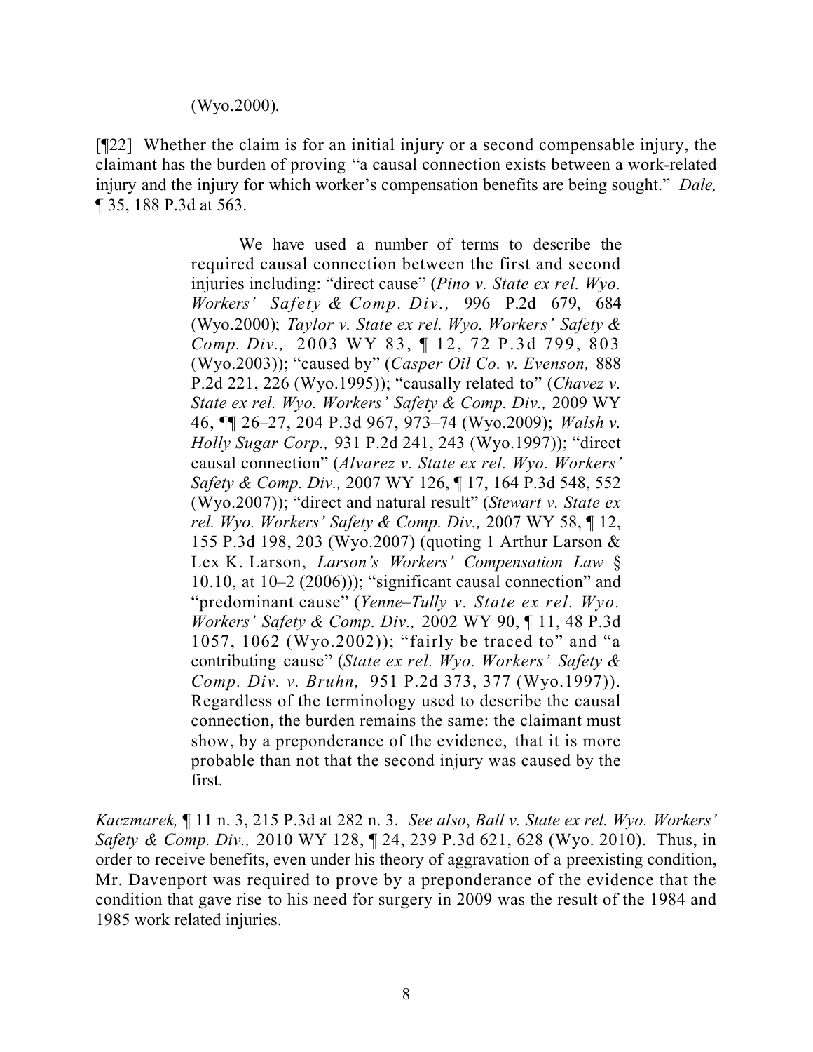(Wyo.2000).

[¶22] Whether the claim is for an initial injury or a second compensable injury, the claimant has the burden of proving "a causal connection exists between a work-related injury and the injury for which worker's compensation benefits are being sought." *Dale,* ¶ 35, 188 P.3d at 563.

> We have used a number of terms to describe the required causal connection between the first and second injuries including: "direct cause" (*Pino v. State ex rel. Wyo. Workers' Safety & Comp. Div.,* 996 P.2d 679, 684 (Wyo.2000); *Taylor v. State ex rel. Wyo. Workers' Safety & Comp. Div.,* 2003 WY 83, ¶ 12, 72 P.3d 799, 803 (Wyo.2003)); "caused by" (*Casper Oil Co. v. Evenson,* 888 P.2d 221, 226 (Wyo.1995)); "causally related to" (*Chavez v. State ex rel. Wyo. Workers' Safety & Comp. Div.,* 2009 WY 46, ¶¶ 26–27, 204 P.3d 967, 973–74 (Wyo.2009); *Walsh v. Holly Sugar Corp.,* 931 P.2d 241, 243 (Wyo.1997)); "direct causal connection" (*Alvarez v. State ex rel. Wyo. Workers' Safety & Comp. Div.,* 2007 WY 126, ¶ 17, 164 P.3d 548, 552 (Wyo.2007)); "direct and natural result" (*Stewart v. State ex rel. Wyo. Workers' Safety & Comp. Div.,* 2007 WY 58, ¶ 12, 155 P.3d 198, 203 (Wyo.2007) (quoting 1 Arthur Larson & Lex K. Larson, *Larson's Workers' Compensation Law* § 10.10, at 10–2 (2006))); "significant causal connection" and "predominant cause" (*Yenne–Tully v. State ex rel. Wyo. Workers' Safety & Comp. Div.,* 2002 WY 90, ¶ 11, 48 P.3d 1057, 1062 (Wyo.2002)); "fairly be traced to" and "a contributing cause" (*State ex rel. Wyo. Workers' Safety & Comp. Div. v. Bruhn,* 951 P.2d 373, 377 (Wyo.1997)). Regardless of the terminology used to describe the causal connection, the burden remains the same: the claimant must show, by a preponderance of the evidence, that it is more probable than not that the second injury was caused by the first.

*Kaczmarek,* ¶ 11 n. 3, 215 P.3d at 282 n. 3. *See also*, *Ball v. State ex rel. Wyo. Workers' Safety & Comp. Div.,* 2010 WY 128, ¶ 24, 239 P.3d 621, 628 (Wyo. 2010). Thus, in order to receive benefits, even under his theory of aggravation of a preexisting condition, Mr. Davenport was required to prove by a preponderance of the evidence that the condition that gave rise to his need for surgery in 2009 was the result of the 1984 and 1985 work related injuries.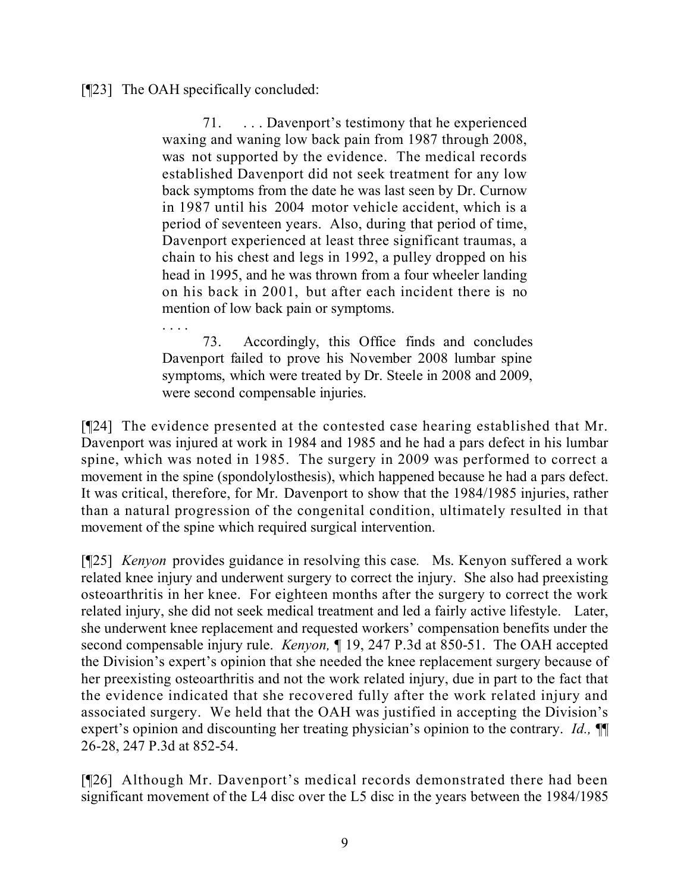[¶23] The OAH specifically concluded:

> 71. . . . Davenport's testimony that he experienced waxing and waning low back pain from 1987 through 2008, was not supported by the evidence. The medical records established Davenport did not seek treatment for any low back symptoms from the date he was last seen by Dr. Curnow in 1987 until his 2004 motor vehicle accident, which is a period of seventeen years. Also, during that period of time, Davenport experienced at least three significant traumas, a chain to his chest and legs in 1992, a pulley dropped on his head in 1995, and he was thrown from a four wheeler landing on his back in 2001, but after each incident there is no mention of low back pain or symptoms.
>
> . . . .
>
> 73. Accordingly, this Office finds and concludes Davenport failed to prove his November 2008 lumbar spine symptoms, which were treated by Dr. Steele in 2008 and 2009, were second compensable injuries.

[¶24] The evidence presented at the contested case hearing established that Mr. Davenport was injured at work in 1984 and 1985 and he had a pars defect in his lumbar spine, which was noted in 1985. The surgery in 2009 was performed to correct a movement in the spine (spondolylosthesis), which happened because he had a pars defect. It was critical, therefore, for Mr. Davenport to show that the 1984/1985 injuries, rather than a natural progression of the congenital condition, ultimately resulted in that movement of the spine which required surgical intervention.

[¶25] *Kenyon* provides guidance in resolving this case. Ms. Kenyon suffered a work related knee injury and underwent surgery to correct the injury. She also had preexisting osteoarthritis in her knee. For eighteen months after the surgery to correct the work related injury, she did not seek medical treatment and led a fairly active lifestyle. Later, she underwent knee replacement and requested workers' compensation benefits under the second compensable injury rule. *Kenyon,* ¶ 19, 247 P.3d at 850-51. The OAH accepted the Division's expert's opinion that she needed the knee replacement surgery because of her preexisting osteoarthritis and not the work related injury, due in part to the fact that the evidence indicated that she recovered fully after the work related injury and associated surgery. We held that the OAH was justified in accepting the Division's expert's opinion and discounting her treating physician's opinion to the contrary. *Id.,* ¶¶ 26-28, 247 P.3d at 852-54.

[¶26] Although Mr. Davenport's medical records demonstrated there had been significant movement of the L4 disc over the L5 disc in the years between the 1984/1985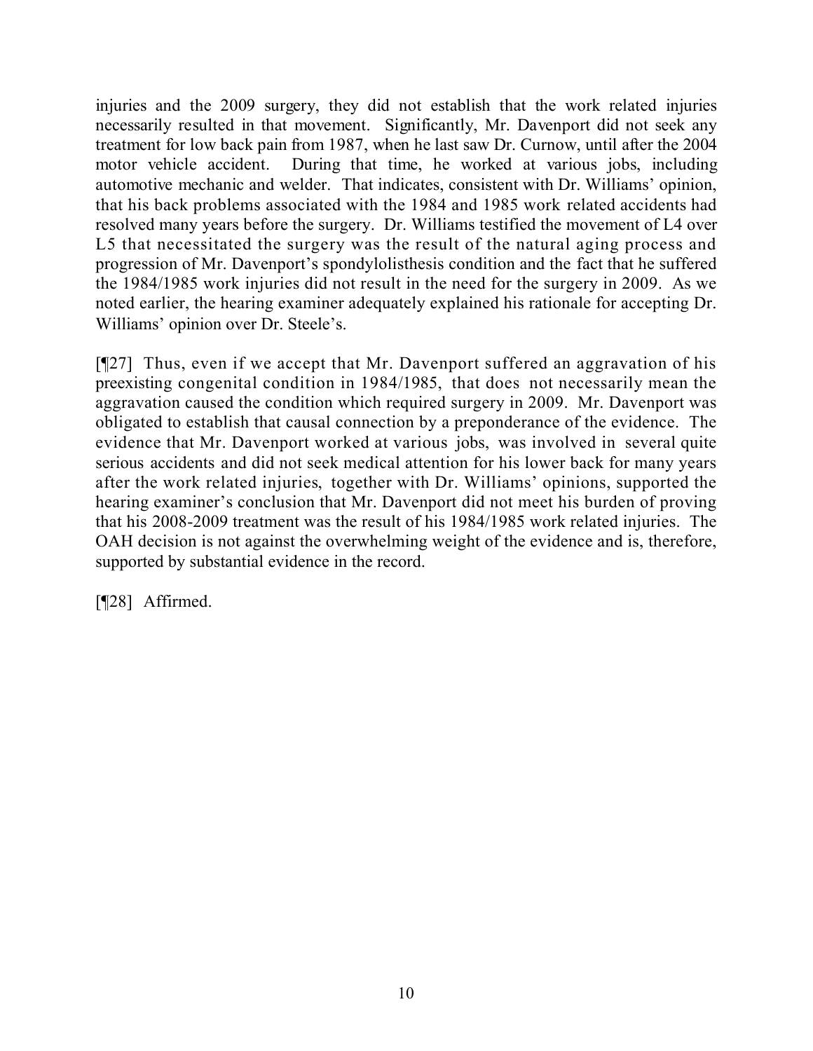injuries and the 2009 surgery, they did not establish that the work related injuries necessarily resulted in that movement. Significantly, Mr. Davenport did not seek any treatment for low back pain from 1987, when he last saw Dr. Curnow, until after the 2004 motor vehicle accident. During that time, he worked at various jobs, including automotive mechanic and welder. That indicates, consistent with Dr. Williams' opinion, that his back problems associated with the 1984 and 1985 work related accidents had resolved many years before the surgery. Dr. Williams testified the movement of L4 over L5 that necessitated the surgery was the result of the natural aging process and progression of Mr. Davenport's spondylolisthesis condition and the fact that he suffered the 1984/1985 work injuries did not result in the need for the surgery in 2009. As we noted earlier, the hearing examiner adequately explained his rationale for accepting Dr. Williams' opinion over Dr. Steele's.

[¶27] Thus, even if we accept that Mr. Davenport suffered an aggravation of his preexisting congenital condition in 1984/1985, that does not necessarily mean the aggravation caused the condition which required surgery in 2009. Mr. Davenport was obligated to establish that causal connection by a preponderance of the evidence. The evidence that Mr. Davenport worked at various jobs, was involved in several quite serious accidents and did not seek medical attention for his lower back for many years after the work related injuries, together with Dr. Williams' opinions, supported the hearing examiner's conclusion that Mr. Davenport did not meet his burden of proving that his 2008-2009 treatment was the result of his 1984/1985 work related injuries. The OAH decision is not against the overwhelming weight of the evidence and is, therefore, supported by substantial evidence in the record.

[¶28] Affirmed.